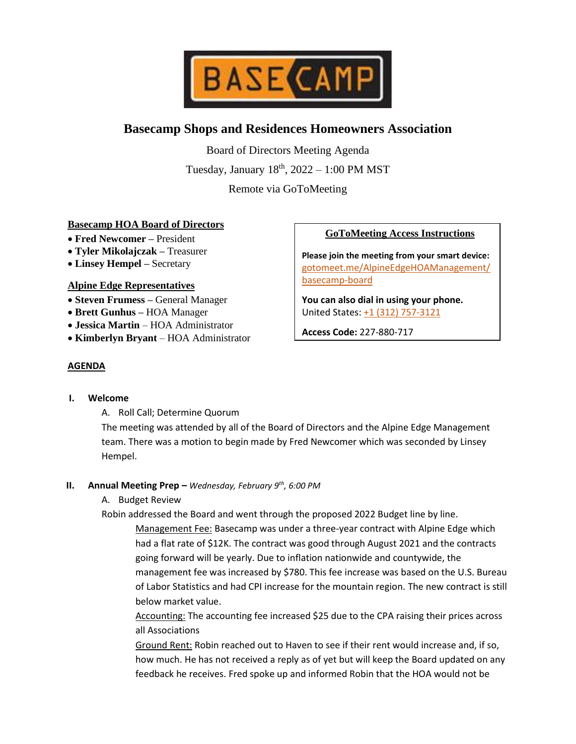# Basecamp Shops and Residences Homeowners Association

Board of Directors Meeting Agenda

Tuesday, January 18th, 2022 – 1:00 PM MST

Remote via GoToMeeting

**Basecamp HOA Board of Directors**

- **Fred Newcomer** – President
- **Tyler Mikolajczak** – Treasurer
- **Linsey Hempel** – Secretary

**Alpine Edge Representatives**

- **Steven Frumess** – General Manager
- **Brett Gunhus** – HOA Manager
- **Jessica Martin** – HOA Administrator
- **Kimberlyn Bryant** – HOA Administrator

**GoToMeeting Access Instructions**

**Please join the meeting from your smart device:**
gotomeet.me/AlpineEdgeHOAManagement/basecamp-board

**You can also dial in using your phone.**
United States: +1 (312) 757-3121

**Access Code:** 227-880-717

## AGENDA

**I. Welcome**

A. Roll Call; Determine Quorum

The meeting was attended by all of the Board of Directors and the Alpine Edge Management team. There was a motion to begin made by Fred Newcomer which was seconded by Linsey Hempel.

**II. Annual Meeting Prep –** *Wednesday, February 9th, 6:00 PM*

A. Budget Review

Robin addressed the Board and went through the proposed 2022 Budget line by line.

Management Fee: Basecamp was under a three-year contract with Alpine Edge which had a flat rate of $12K. The contract was good through August 2021 and the contracts going forward will be yearly. Due to inflation nationwide and countywide, the management fee was increased by $780. This fee increase was based on the U.S. Bureau of Labor Statistics and had CPI increase for the mountain region. The new contract is still below market value.

Accounting: The accounting fee increased $25 due to the CPA raising their prices across all Associations

Ground Rent: Robin reached out to Haven to see if their rent would increase and, if so, how much. He has not received a reply as of yet but will keep the Board updated on any feedback he receives. Fred spoke up and informed Robin that the HOA would not be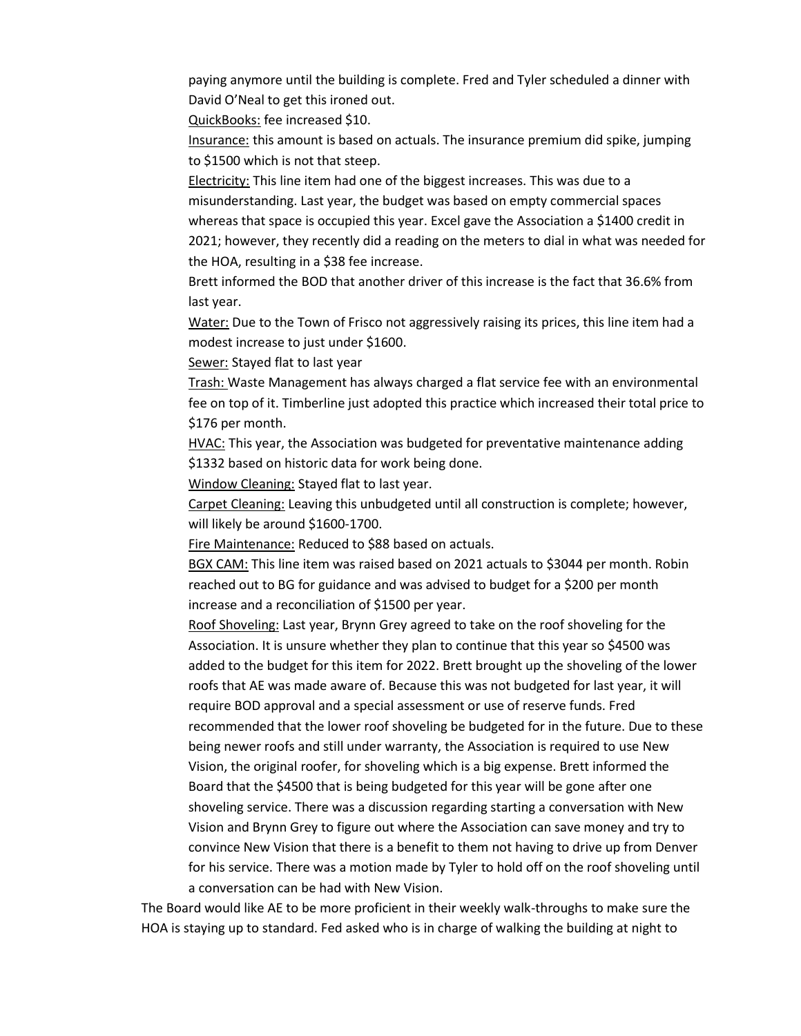paying anymore until the building is complete. Fred and Tyler scheduled a dinner with David O'Neal to get this ironed out.

<u>QuickBooks:</u> fee increased $10.

<u>Insurance:</u> this amount is based on actuals. The insurance premium did spike, jumping to $1500 which is not that steep.

<u>Electricity:</u> This line item had one of the biggest increases. This was due to a misunderstanding. Last year, the budget was based on empty commercial spaces whereas that space is occupied this year. Excel gave the Association a $1400 credit in 2021; however, they recently did a reading on the meters to dial in what was needed for the HOA, resulting in a $38 fee increase.

Brett informed the BOD that another driver of this increase is the fact that 36.6% from last year.

<u>Water:</u> Due to the Town of Frisco not aggressively raising its prices, this line item had a modest increase to just under $1600.

<u>Sewer:</u> Stayed flat to last year

<u>Trash:</u> Waste Management has always charged a flat service fee with an environmental fee on top of it. Timberline just adopted this practice which increased their total price to $176 per month.

<u>HVAC:</u> This year, the Association was budgeted for preventative maintenance adding $1332 based on historic data for work being done.

<u>Window Cleaning:</u> Stayed flat to last year.

<u>Carpet Cleaning:</u> Leaving this unbudgeted until all construction is complete; however, will likely be around $1600-1700.

<u>Fire Maintenance:</u> Reduced to $88 based on actuals.

<u>BGX CAM:</u> This line item was raised based on 2021 actuals to $3044 per month. Robin reached out to BG for guidance and was advised to budget for a $200 per month increase and a reconciliation of $1500 per year.

<u>Roof Shoveling:</u> Last year, Brynn Grey agreed to take on the roof shoveling for the Association. It is unsure whether they plan to continue that this year so $4500 was added to the budget for this item for 2022. Brett brought up the shoveling of the lower roofs that AE was made aware of. Because this was not budgeted for last year, it will require BOD approval and a special assessment or use of reserve funds. Fred recommended that the lower roof shoveling be budgeted for in the future. Due to these being newer roofs and still under warranty, the Association is required to use New Vision, the original roofer, for shoveling which is a big expense. Brett informed the Board that the $4500 that is being budgeted for this year will be gone after one shoveling service. There was a discussion regarding starting a conversation with New Vision and Brynn Grey to figure out where the Association can save money and try to convince New Vision that there is a benefit to them not having to drive up from Denver for his service. There was a motion made by Tyler to hold off on the roof shoveling until a conversation can be had with New Vision.

The Board would like AE to be more proficient in their weekly walk-throughs to make sure the HOA is staying up to standard. Fed asked who is in charge of walking the building at night to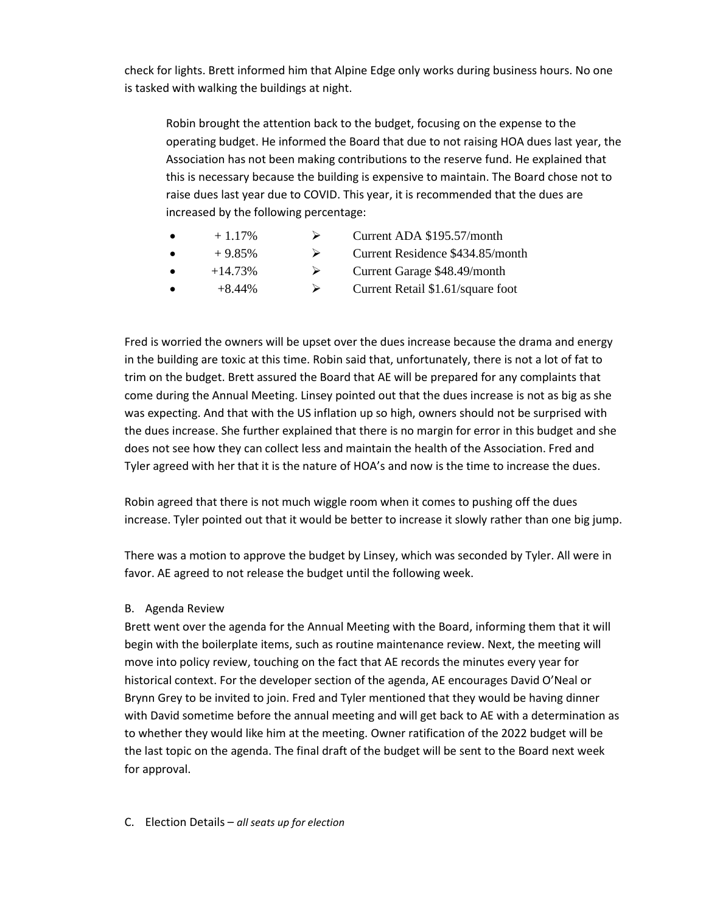check for lights. Brett informed him that Alpine Edge only works during business hours. No one is tasked with walking the buildings at night.

Robin brought the attention back to the budget, focusing on the expense to the operating budget. He informed the Board that due to not raising HOA dues last year, the Association has not been making contributions to the reserve fund. He explained that this is necessary because the building is expensive to maintain. The Board chose not to raise dues last year due to COVID. This year, it is recommended that the dues are increased by the following percentage:

- + 1.17% ➢ Current ADA $195.57/month
- + 9.85% ➢ Current Residence $434.85/month
- +14.73% ➢ Current Garage $48.49/month
- +8.44% ➢ Current Retail $1.61/square foot

Fred is worried the owners will be upset over the dues increase because the drama and energy in the building are toxic at this time. Robin said that, unfortunately, there is not a lot of fat to trim on the budget. Brett assured the Board that AE will be prepared for any complaints that come during the Annual Meeting. Linsey pointed out that the dues increase is not as big as she was expecting. And that with the US inflation up so high, owners should not be surprised with the dues increase. She further explained that there is no margin for error in this budget and she does not see how they can collect less and maintain the health of the Association. Fred and Tyler agreed with her that it is the nature of HOA's and now is the time to increase the dues.

Robin agreed that there is not much wiggle room when it comes to pushing off the dues increase. Tyler pointed out that it would be better to increase it slowly rather than one big jump.

There was a motion to approve the budget by Linsey, which was seconded by Tyler. All were in favor. AE agreed to not release the budget until the following week.

B. Agenda Review

Brett went over the agenda for the Annual Meeting with the Board, informing them that it will begin with the boilerplate items, such as routine maintenance review. Next, the meeting will move into policy review, touching on the fact that AE records the minutes every year for historical context. For the developer section of the agenda, AE encourages David O'Neal or Brynn Grey to be invited to join. Fred and Tyler mentioned that they would be having dinner with David sometime before the annual meeting and will get back to AE with a determination as to whether they would like him at the meeting. Owner ratification of the 2022 budget will be the last topic on the agenda. The final draft of the budget will be sent to the Board next week for approval.

C. Election Details – *all seats up for election*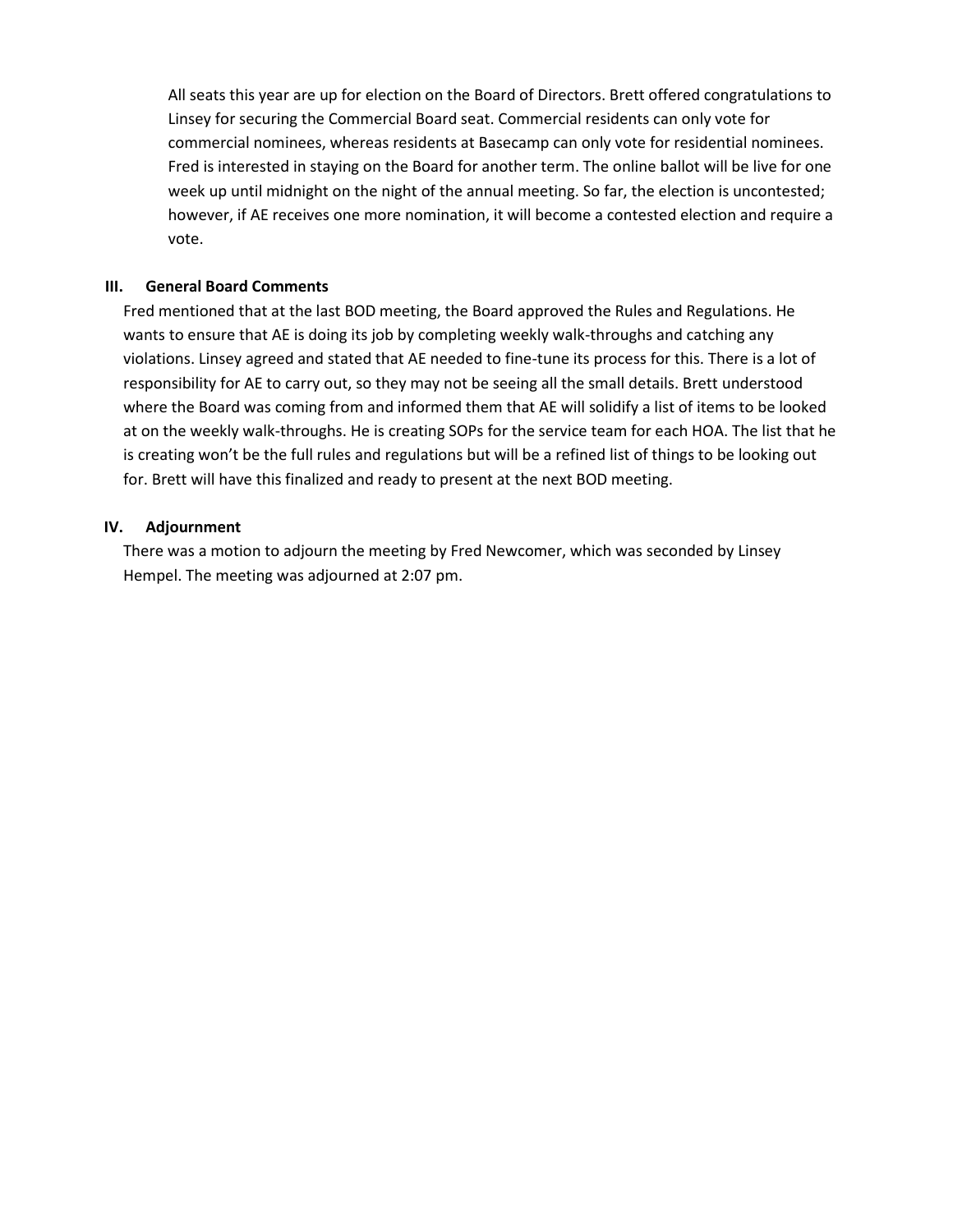All seats this year are up for election on the Board of Directors. Brett offered congratulations to Linsey for securing the Commercial Board seat. Commercial residents can only vote for commercial nominees, whereas residents at Basecamp can only vote for residential nominees. Fred is interested in staying on the Board for another term. The online ballot will be live for one week up until midnight on the night of the annual meeting. So far, the election is uncontested; however, if AE receives one more nomination, it will become a contested election and require a vote.

## III. General Board Comments

Fred mentioned that at the last BOD meeting, the Board approved the Rules and Regulations. He wants to ensure that AE is doing its job by completing weekly walk-throughs and catching any violations. Linsey agreed and stated that AE needed to fine-tune its process for this. There is a lot of responsibility for AE to carry out, so they may not be seeing all the small details. Brett understood where the Board was coming from and informed them that AE will solidify a list of items to be looked at on the weekly walk-throughs. He is creating SOPs for the service team for each HOA. The list that he is creating won't be the full rules and regulations but will be a refined list of things to be looking out for. Brett will have this finalized and ready to present at the next BOD meeting.

## IV. Adjournment

There was a motion to adjourn the meeting by Fred Newcomer, which was seconded by Linsey Hempel. The meeting was adjourned at 2:07 pm.